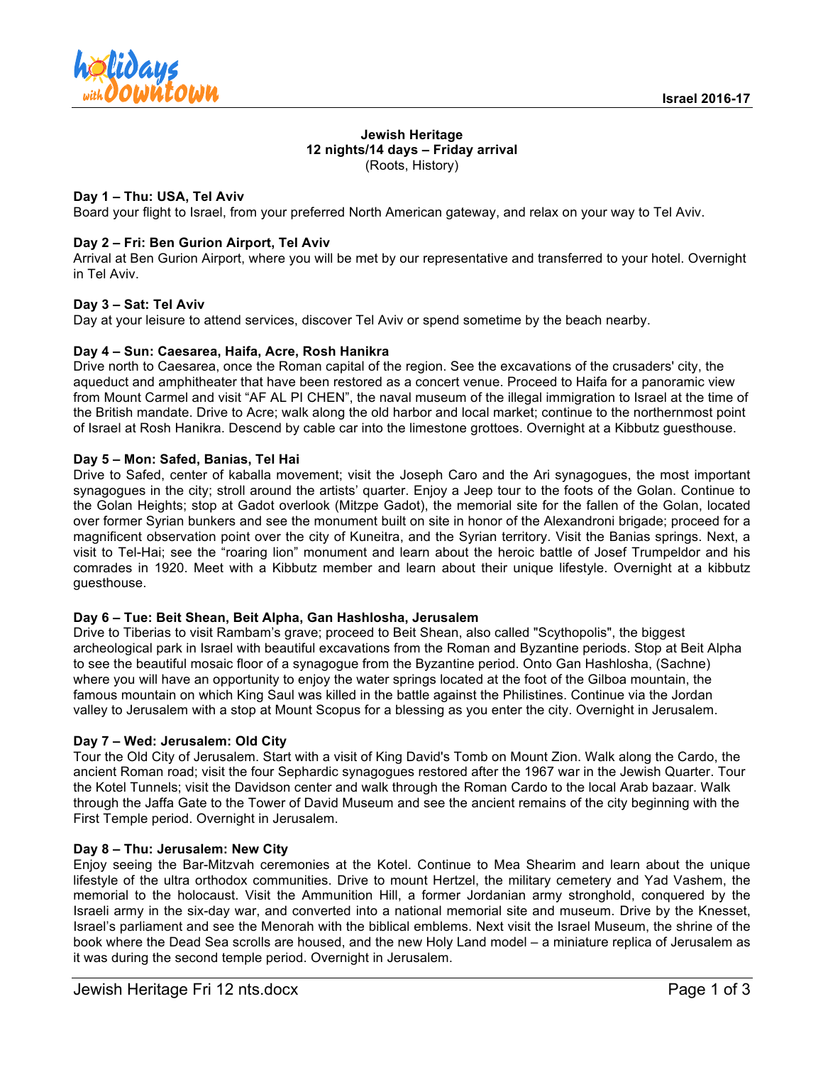# Jewish Heritage

## 12 nights/14 days – Friday arrival

(Roots, History)

**Day 1 – Thu: USA, Tel Aviv**

Board your flight to Israel, from your preferred North American gateway, and relax on your way to Tel Aviv.

**Day 2 – Fri: Ben Gurion Airport, Tel Aviv**

Arrival at Ben Gurion Airport, where you will be met by our representative and transferred to your hotel. Overnight in Tel Aviv.

**Day 3 – Sat: Tel Aviv**

Day at your leisure to attend services, discover Tel Aviv or spend sometime by the beach nearby.

**Day 4 – Sun: Caesarea, Haifa, Acre, Rosh Hanikra**

Drive north to Caesarea, once the Roman capital of the region. See the excavations of the crusaders' city, the aqueduct and amphitheater that have been restored as a concert venue. Proceed to Haifa for a panoramic view from Mount Carmel and visit "AF AL PI CHEN", the naval museum of the illegal immigration to Israel at the time of the British mandate. Drive to Acre; walk along the old harbor and local market; continue to the northernmost point of Israel at Rosh Hanikra. Descend by cable car into the limestone grottoes. Overnight at a Kibbutz guesthouse.

**Day 5 – Mon: Safed, Banias, Tel Hai**

Drive to Safed, center of kaballa movement; visit the Joseph Caro and the Ari synagogues, the most important synagogues in the city; stroll around the artists' quarter. Enjoy a Jeep tour to the foots of the Golan. Continue to the Golan Heights; stop at Gadot overlook (Mitzpe Gadot), the memorial site for the fallen of the Golan, located over former Syrian bunkers and see the monument built on site in honor of the Alexandroni brigade; proceed for a magnificent observation point over the city of Kuneitra, and the Syrian territory. Visit the Banias springs. Next, a visit to Tel-Hai; see the "roaring lion" monument and learn about the heroic battle of Josef Trumpeldor and his comrades in 1920. Meet with a Kibbutz member and learn about their unique lifestyle. Overnight at a kibbutz guesthouse.

**Day 6 – Tue: Beit Shean, Beit Alpha, Gan Hashlosha, Jerusalem**

Drive to Tiberias to visit Rambam's grave; proceed to Beit Shean, also called "Scythopolis", the biggest archeological park in Israel with beautiful excavations from the Roman and Byzantine periods. Stop at Beit Alpha to see the beautiful mosaic floor of a synagogue from the Byzantine period. Onto Gan Hashlosha, (Sachne) where you will have an opportunity to enjoy the water springs located at the foot of the Gilboa mountain, the famous mountain on which King Saul was killed in the battle against the Philistines. Continue via the Jordan valley to Jerusalem with a stop at Mount Scopus for a blessing as you enter the city. Overnight in Jerusalem.

**Day 7 – Wed: Jerusalem: Old City**

Tour the Old City of Jerusalem. Start with a visit of King David's Tomb on Mount Zion. Walk along the Cardo, the ancient Roman road; visit the four Sephardic synagogues restored after the 1967 war in the Jewish Quarter. Tour the Kotel Tunnels; visit the Davidson center and walk through the Roman Cardo to the local Arab bazaar. Walk through the Jaffa Gate to the Tower of David Museum and see the ancient remains of the city beginning with the First Temple period. Overnight in Jerusalem.

**Day 8 – Thu: Jerusalem: New City**

Enjoy seeing the Bar-Mitzvah ceremonies at the Kotel. Continue to Mea Shearim and learn about the unique lifestyle of the ultra orthodox communities. Drive to mount Hertzel, the military cemetery and Yad Vashem, the memorial to the holocaust. Visit the Ammunition Hill, a former Jordanian army stronghold, conquered by the Israeli army in the six-day war, and converted into a national memorial site and museum. Drive by the Knesset, Israel's parliament and see the Menorah with the biblical emblems. Next visit the Israel Museum, the shrine of the book where the Dead Sea scrolls are housed, and the new Holy Land model – a miniature replica of Jerusalem as it was during the second temple period. Overnight in Jerusalem.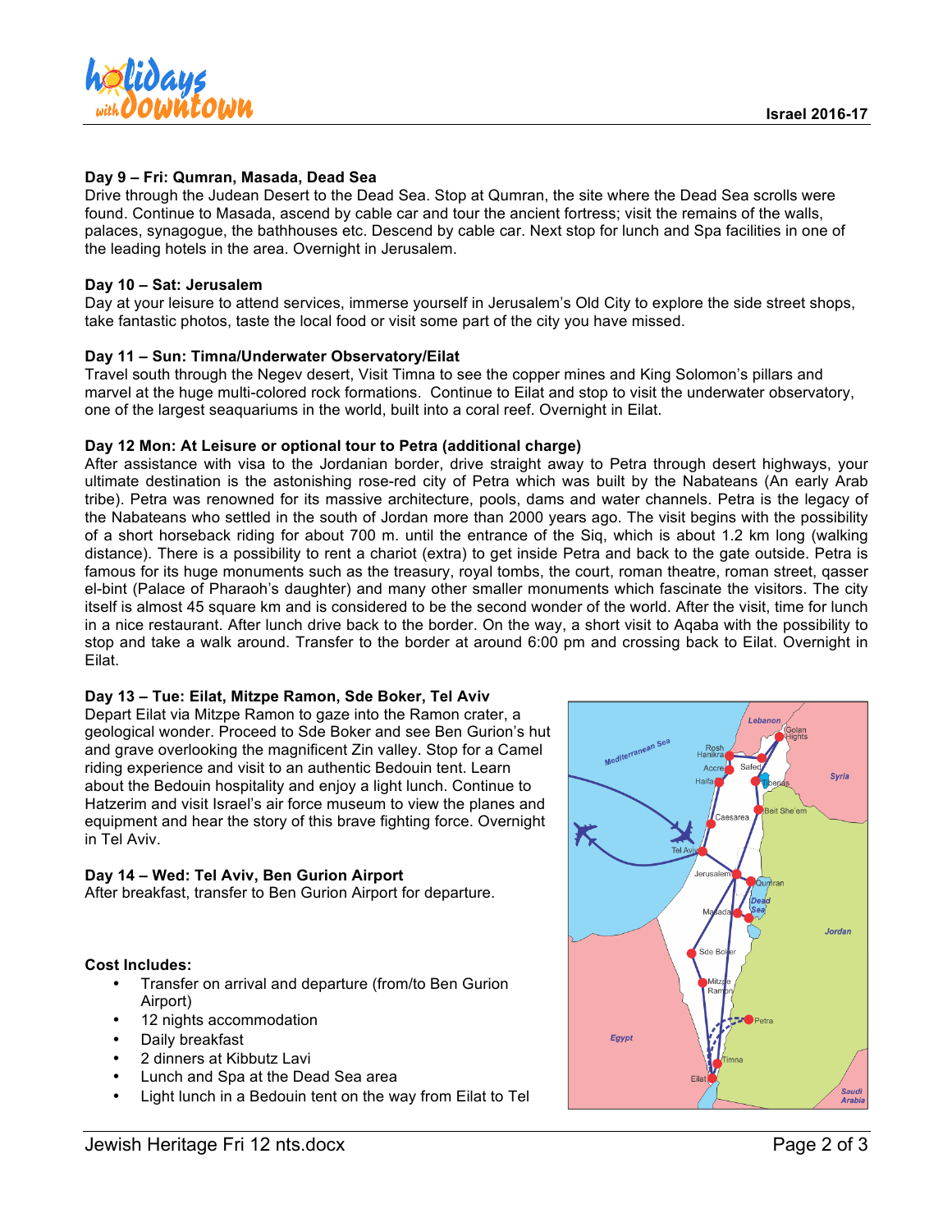**Day 9 – Fri: Qumran, Masada, Dead Sea**

Drive through the Judean Desert to the Dead Sea. Stop at Qumran, the site where the Dead Sea scrolls were found. Continue to Masada, ascend by cable car and tour the ancient fortress; visit the remains of the walls, palaces, synagogue, the bathhouses etc. Descend by cable car. Next stop for lunch and Spa facilities in one of the leading hotels in the area. Overnight in Jerusalem.

**Day 10 – Sat: Jerusalem**

Day at your leisure to attend services, immerse yourself in Jerusalem's Old City to explore the side street shops, take fantastic photos, taste the local food or visit some part of the city you have missed.

**Day 11 – Sun: Timna/Underwater Observatory/Eilat**

Travel south through the Negev desert, Visit Timna to see the copper mines and King Solomon's pillars and marvel at the huge multi-colored rock formations. Continue to Eilat and stop to visit the underwater observatory, one of the largest seaquariums in the world, built into a coral reef. Overnight in Eilat.

**Day 12 Mon: At Leisure or optional tour to Petra (additional charge)**

After assistance with visa to the Jordanian border, drive straight away to Petra through desert highways, your ultimate destination is the astonishing rose-red city of Petra which was built by the Nabateans (An early Arab tribe). Petra was renowned for its massive architecture, pools, dams and water channels. Petra is the legacy of the Nabateans who settled in the south of Jordan more than 2000 years ago. The visit begins with the possibility of a short horseback riding for about 700 m. until the entrance of the Siq, which is about 1.2 km long (walking distance). There is a possibility to rent a chariot (extra) to get inside Petra and back to the gate outside. Petra is famous for its huge monuments such as the treasury, royal tombs, the court, roman theatre, roman street, qasser el-bint (Palace of Pharaoh's daughter) and many other smaller monuments which fascinate the visitors. The city itself is almost 45 square km and is considered to be the second wonder of the world. After the visit, time for lunch in a nice restaurant. After lunch drive back to the border. On the way, a short visit to Aqaba with the possibility to stop and take a walk around. Transfer to the border at around 6:00 pm and crossing back to Eilat. Overnight in Eilat.

**Day 13 – Tue: Eilat, Mitzpe Ramon, Sde Boker, Tel Aviv**

Depart Eilat via Mitzpe Ramon to gaze into the Ramon crater, a geological wonder. Proceed to Sde Boker and see Ben Gurion's hut and grave overlooking the magnificent Zin valley. Stop for a Camel riding experience and visit to an authentic Bedouin tent. Learn about the Bedouin hospitality and enjoy a light lunch. Continue to Hatzerim and visit Israel's air force museum to view the planes and equipment and hear the story of this brave fighting force. Overnight in Tel Aviv.

**Day 14 – Wed: Tel Aviv, Ben Gurion Airport**

After breakfast, transfer to Ben Gurion Airport for departure.

**Cost Includes:**

- Transfer on arrival and departure (from/to Ben Gurion Airport)
- 12 nights accommodation
- Daily breakfast
- 2 dinners at Kibbutz Lavi
- Lunch and Spa at the Dead Sea area
- Light lunch in a Bedouin tent on the way from Eilat to Tel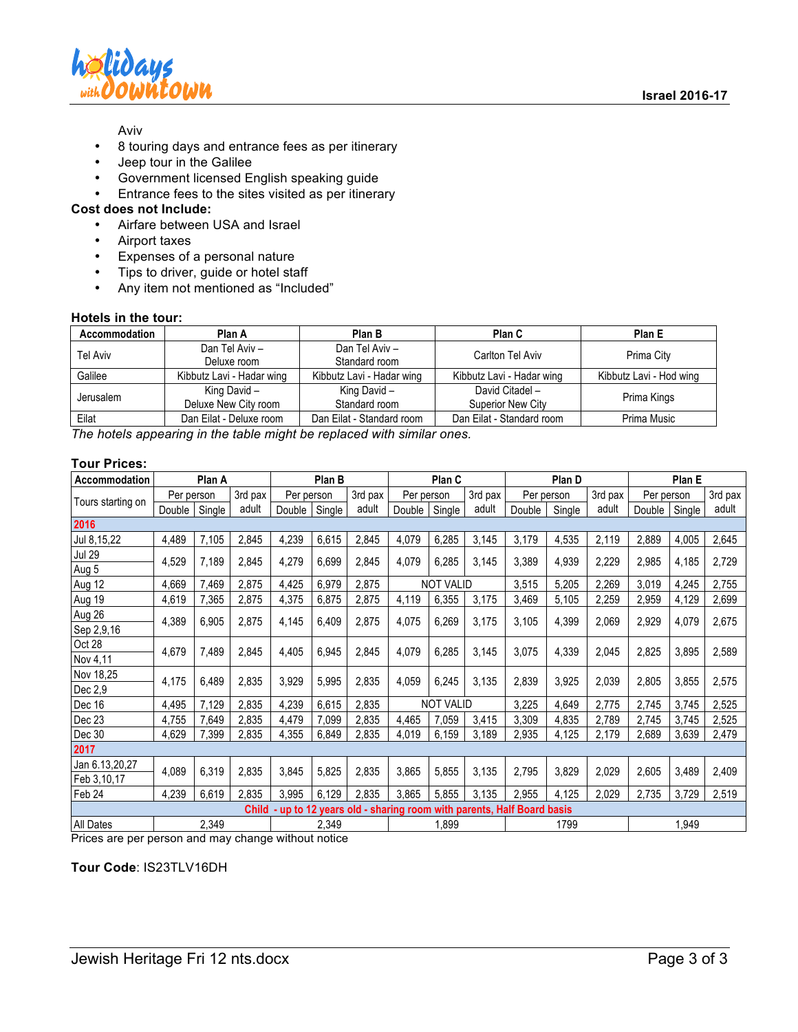Aviv

- 8 touring days and entrance fees as per itinerary
- Jeep tour in the Galilee
- Government licensed English speaking guide
- Entrance fees to the sites visited as per itinerary

**Cost does not Include:**

- Airfare between USA and Israel
- Airport taxes
- Expenses of a personal nature
- Tips to driver, guide or hotel staff
- Any item not mentioned as "Included"

**Hotels in the tour:**

| Accommodation | Plan A | Plan B | Plan C | Plan E |
|---|---|---|---|---|
| Tel Aviv | Dan Tel Aviv – Deluxe room | Dan Tel Aviv – Standard room | Carlton Tel Aviv | Prima City |
| Galilee | Kibbutz Lavi - Hadar wing | Kibbutz Lavi - Hadar wing | Kibbutz Lavi - Hadar wing | Kibbutz Lavi - Hod wing |
| Jerusalem | King David – Deluxe New City room | King David – Standard room | David Citadel – Superior New City | Prima Kings |
| Eilat | Dan Eilat - Deluxe room | Dan Eilat - Standard room | Dan Eilat - Standard room | Prima Music |

*The hotels appearing in the table might be replaced with similar ones.*

**Tour Prices:**

| Accommodation | Plan A | | | Plan B | | | Plan C | | | Plan D | | | Plan E | | |
|---|---|---|---|---|---|---|---|---|---|---|---|---|---|---|---|
| Tours starting on | Per person | | 3rd pax | Per person | | 3rd pax | Per person | | 3rd pax | Per person | | 3rd pax | Per person | | 3rd pax |
| | Double | Single | adult | Double | Single | adult | Double | Single | adult | Double | Single | adult | Double | Single | adult |
| **2016** | | | | | | | | | | | | | | | |
| Jul 8,15,22 | 4,489 | 7,105 | 2,845 | 4,239 | 6,615 | 2,845 | 4,079 | 6,285 | 3,145 | 3,179 | 4,535 | 2,119 | 2,889 | 4,005 | 2,645 |
| Jul 29<br>Aug 5 | 4,529 | 7,189 | 2,845 | 4,279 | 6,699 | 2,845 | 4,079 | 6,285 | 3,145 | 3,389 | 4,939 | 2,229 | 2,985 | 4,185 | 2,729 |
| Aug 12 | 4,669 | 7,469 | 2,875 | 4,425 | 6,979 | 2,875 | NOT VALID | | | 3,515 | 5,205 | 2,269 | 3,019 | 4,245 | 2,755 |
| Aug 19 | 4,619 | 7,365 | 2,875 | 4,375 | 6,875 | 2,875 | 4,119 | 6,355 | 3,175 | 3,469 | 5,105 | 2,259 | 2,959 | 4,129 | 2,699 |
| Aug 26<br>Sep 2,9,16 | 4,389 | 6,905 | 2,875 | 4,145 | 6,409 | 2,875 | 4,075 | 6,269 | 3,175 | 3,105 | 4,399 | 2,069 | 2,929 | 4,079 | 2,675 |
| Oct 28<br>Nov 4,11 | 4,679 | 7,489 | 2,845 | 4,405 | 6,945 | 2,845 | 4,079 | 6,285 | 3,145 | 3,075 | 4,339 | 2,045 | 2,825 | 3,895 | 2,589 |
| Nov 18,25<br>Dec 2,9 | 4,175 | 6,489 | 2,835 | 3,929 | 5,995 | 2,835 | 4,059 | 6,245 | 3,135 | 2,839 | 3,925 | 2,039 | 2,805 | 3,855 | 2,575 |
| Dec 16 | 4,495 | 7,129 | 2,835 | 4,239 | 6,615 | 2,835 | NOT VALID | | | 3,225 | 4,649 | 2,775 | 2,745 | 3,745 | 2,525 |
| Dec 23 | 4,755 | 7,649 | 2,835 | 4,479 | 7,099 | 2,835 | 4,465 | 7,059 | 3,415 | 3,309 | 4,835 | 2,789 | 2,745 | 3,745 | 2,525 |
| Dec 30 | 4,629 | 7,399 | 2,835 | 4,355 | 6,849 | 2,835 | 4,019 | 6,159 | 3,189 | 2,935 | 4,125 | 2,179 | 2,689 | 3,639 | 2,479 |
| **2017** | | | | | | | | | | | | | | | |
| Jan 6.13,20,27<br>Feb 3,10,17 | 4,089 | 6,319 | 2,835 | 3,845 | 5,825 | 2,835 | 3,865 | 5,855 | 3,135 | 2,795 | 3,829 | 2,029 | 2,605 | 3,489 | 2,409 |
| Feb 24 | 4,239 | 6,619 | 2,835 | 3,995 | 6,129 | 2,835 | 3,865 | 5,855 | 3,135 | 2,955 | 4,125 | 2,029 | 2,735 | 3,729 | 2,519 |
| Child - up to 12 years old - sharing room with parents, Half Board basis | | | | | | | | | | | | | | | |
| All Dates | 2,349 | | | 2,349 | | | 1,899 | | | 1799 | | | 1,949 | | |

Prices are per person and may change without notice

**Tour Code**: IS23TLV16DH